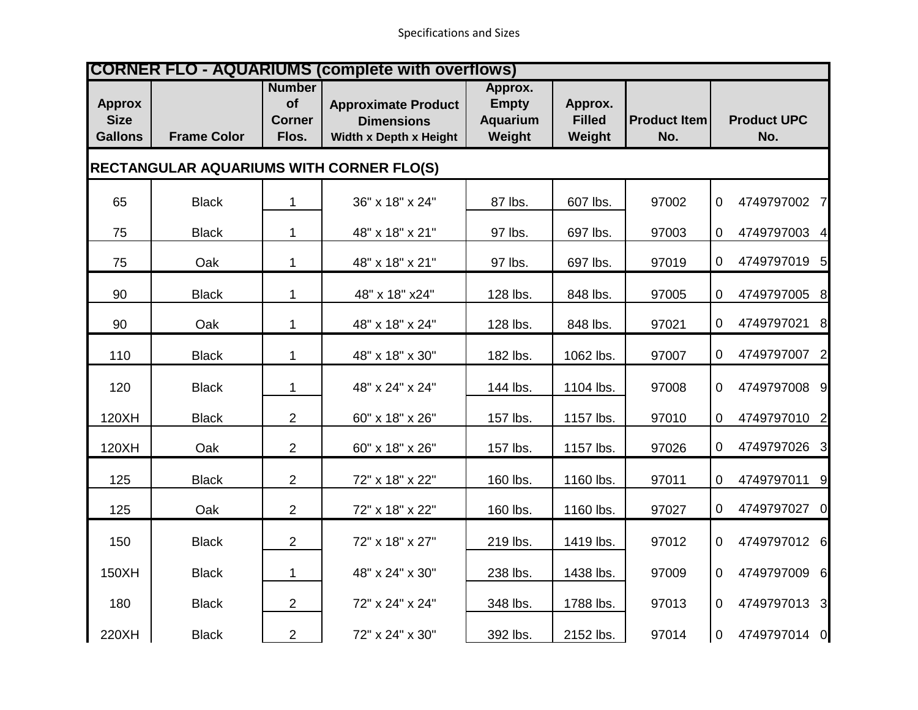Specifications and Sizes

| CORNER FLO - AQUARIUMS (complete with overflows) | | | | | | | |
|---|---|---|---|---|---|---|---|
| **Approx Size Gallons** | **Frame Color** | **Number of Corner Flos.** | **Approximate Product Dimensions** Width x Depth x Height | **Approx. Empty Aquarium Weight** | **Approx. Filled Weight** | **Product Item No.** | **Product UPC No.** |
| **RECTANGULAR AQUARIUMS WITH CORNER FLO(S)** | | | | | | | |
| 65 | Black | 1 | 36" x 18" x 24" | 87 lbs. | 607 lbs. | 97002 | 0 4749797002 7 |
| 75 | Black | 1 | 48" x 18" x 21" | 97 lbs. | 697 lbs. | 97003 | 0 4749797003 4 |
| 75 | Oak | 1 | 48" x 18" x 21" | 97 lbs. | 697 lbs. | 97019 | 0 4749797019 5 |
| 90 | Black | 1 | 48" x 18" x24" | 128 lbs. | 848 lbs. | 97005 | 0 4749797005 8 |
| 90 | Oak | 1 | 48" x 18" x 24" | 128 lbs. | 848 lbs. | 97021 | 0 4749797021 8 |
| 110 | Black | 1 | 48" x 18" x 30" | 182 lbs. | 1062 lbs. | 97007 | 0 4749797007 2 |
| 120 | Black | 1 | 48" x 24" x 24" | 144 lbs. | 1104 lbs. | 97008 | 0 4749797008 9 |
| 120XH | Black | 2 | 60" x 18" x 26" | 157 lbs. | 1157 lbs. | 97010 | 0 4749797010 2 |
| 120XH | Oak | 2 | 60" x 18" x 26" | 157 lbs. | 1157 lbs. | 97026 | 0 4749797026 3 |
| 125 | Black | 2 | 72" x 18" x 22" | 160 lbs. | 1160 lbs. | 97011 | 0 4749797011 9 |
| 125 | Oak | 2 | 72" x 18" x 22" | 160 lbs. | 1160 lbs. | 97027 | 0 4749797027 0 |
| 150 | Black | 2 | 72" x 18" x 27" | 219 lbs. | 1419 lbs. | 97012 | 0 4749797012 6 |
| 150XH | Black | 1 | 48" x 24" x 30" | 238 lbs. | 1438 lbs. | 97009 | 0 4749797009 6 |
| 180 | Black | 2 | 72" x 24" x 24" | 348 lbs. | 1788 lbs. | 97013 | 0 4749797013 3 |
| 220XH | Black | 2 | 72" x 24" x 30" | 392 lbs. | 2152 lbs. | 97014 | 0 4749797014 0 |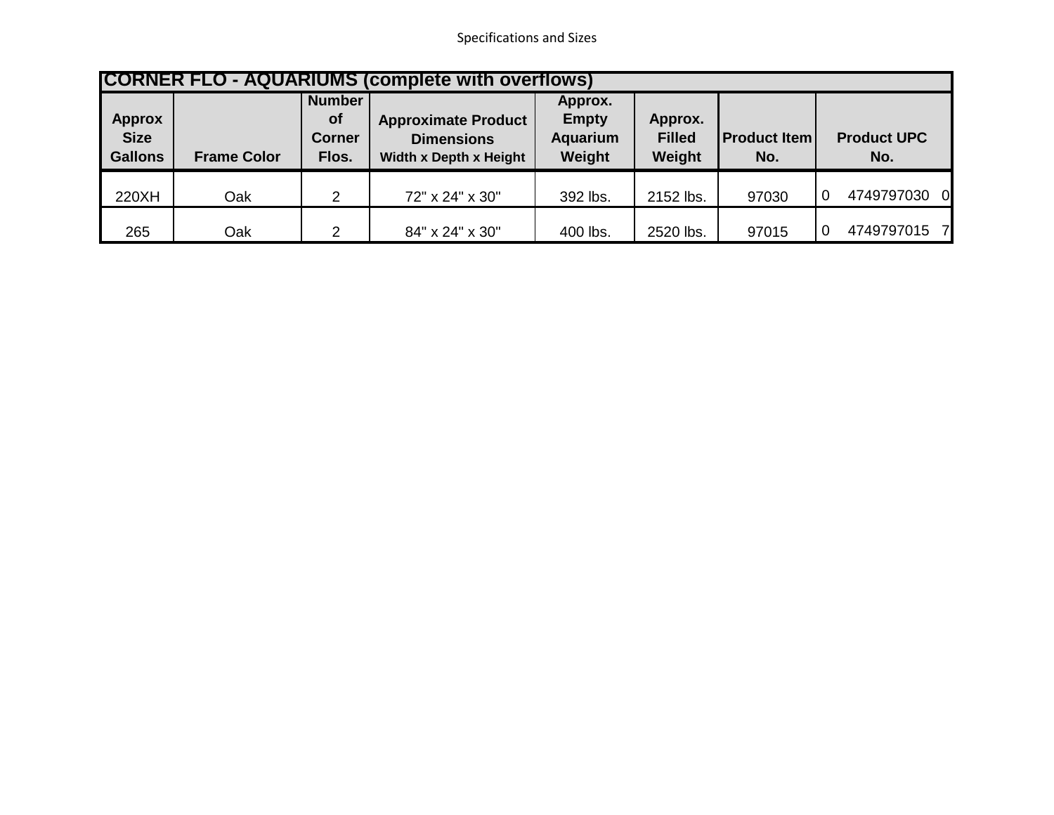Specifications and Sizes

| CORNER FLO - AQUARIUMS (complete with overflows) | | | | | | | |
|---|---|---|---|---|---|---|---|
| Approx Size Gallons | Frame Color | Number of Corner Flos. | Approximate Product Dimensions Width x Depth x Height | Approx. Empty Aquarium Weight | Approx. Filled Weight | Product Item No. | Product UPC No. |
| 220XH | Oak | 2 | 72" x 24" x 30" | 392 lbs. | 2152 lbs. | 97030 | 0 4749797030 0 |
| 265 | Oak | 2 | 84" x 24" x 30" | 400 lbs. | 2520 lbs. | 97015 | 0 4749797015 7 |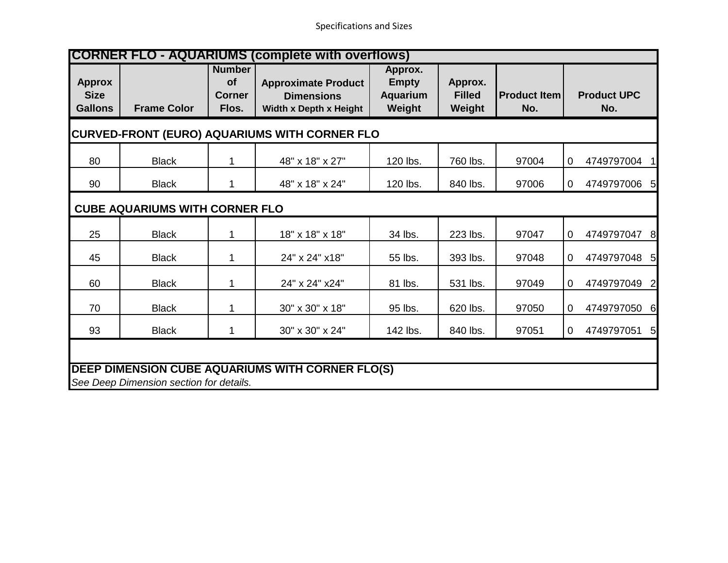| CORNER FLO - AQUARIUMS (complete with overflows) | | | | | | | |
|---|---|---|---|---|---|---|---|
| **Approx Size Gallons** | **Frame Color** | **Number of Corner Flos.** | **Approximate Product Dimensions Width x Depth x Height** | **Approx. Empty Aquarium Weight** | **Approx. Filled Weight** | **Product Item No.** | **Product UPC No.** |
| **CURVED-FRONT (EURO) AQUARIUMS WITH CORNER FLO** | | | | | | | |
| 80 | Black | 1 | 48" x 18" x 27" | 120 lbs. | 760 lbs. | 97004 | 0 4749797004 1 |
| 90 | Black | 1 | 48" x 18" x 24" | 120 lbs. | 840 lbs. | 97006 | 0 4749797006 5 |
| **CUBE AQUARIUMS WITH CORNER FLO** | | | | | | | |
| 25 | Black | 1 | 18" x 18" x 18" | 34 lbs. | 223 lbs. | 97047 | 0 4749797047 8 |
| 45 | Black | 1 | 24" x 24" x18" | 55 lbs. | 393 lbs. | 97048 | 0 4749797048 5 |
| 60 | Black | 1 | 24" x 24" x24" | 81 lbs. | 531 lbs. | 97049 | 0 4749797049 2 |
| 70 | Black | 1 | 30" x 30" x 18" | 95 lbs. | 620 lbs. | 97050 | 0 4749797050 6 |
| 93 | Black | 1 | 30" x 30" x 24" | 142 lbs. | 840 lbs. | 97051 | 0 4749797051 5 |
| | | | | | | | |
| **DEEP DIMENSION CUBE AQUARIUMS WITH CORNER FLO(S)** *See Deep Dimension section for details.* | | | | | | | |